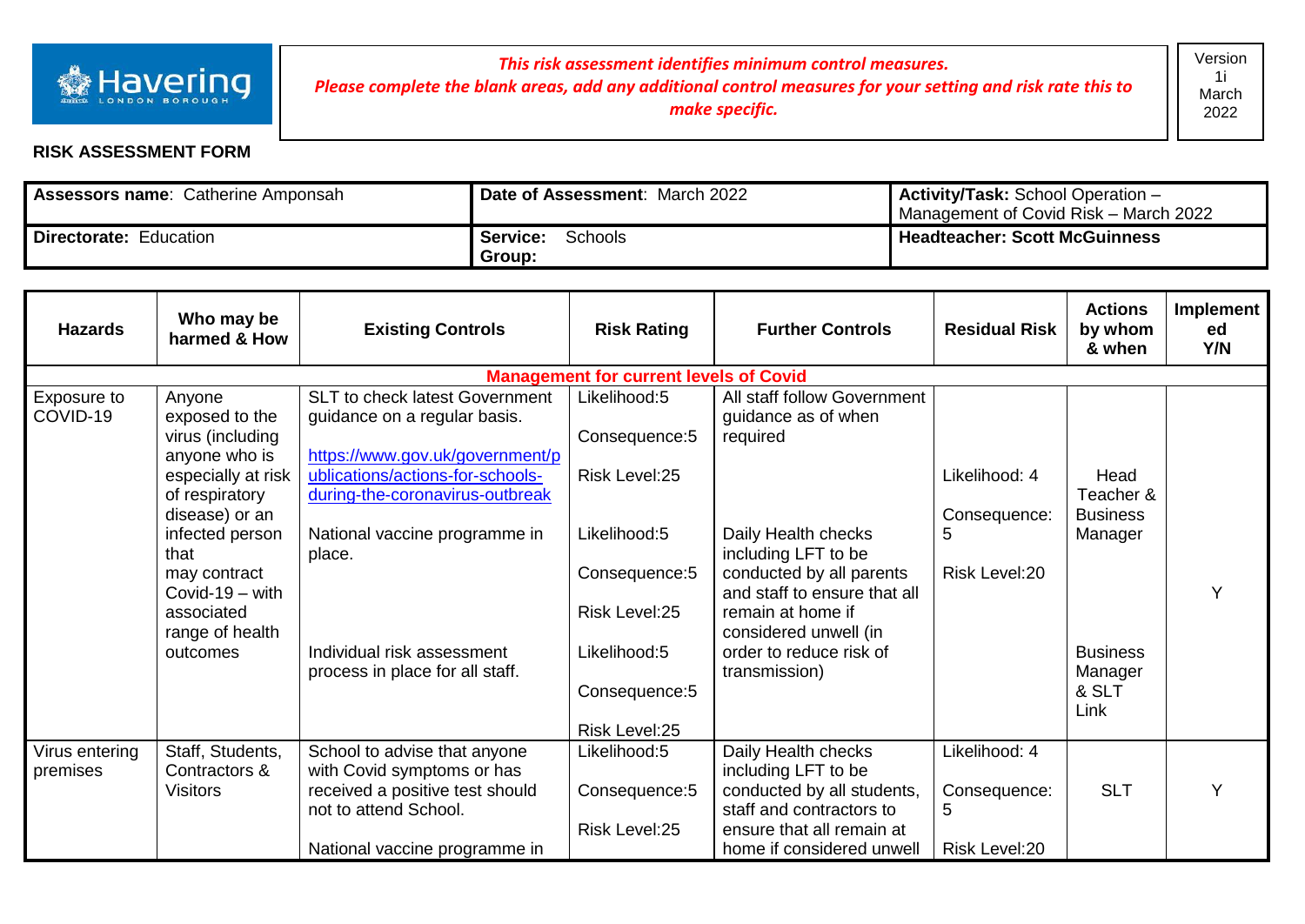Havering LONDON BOROUGH

***This risk assessment identifies minimum control measures.***
***Please complete the blank areas, add any additional control measures for your setting and risk rate this to make specific.***

Version 1i March 2022

**RISK ASSESSMENT FORM**

| **Assessors name**: Catherine Amponsah | **Date of Assessment**: March 2022 | **Activity/Task:** School Operation – Management of Covid Risk – March 2022 |
|---|---|---|
| **Directorate:** Education | **Service: Group:** Schools | **Headteacher: Scott McGuinness** |

| Hazards | Who may be harmed & How | Existing Controls | Risk Rating | Further Controls | Residual Risk | Actions by whom & when | Implemented Y/N |
|---|---|---|---|---|---|---|---|
| **Management for current levels of Covid** | | | | | | | |
| Exposure to COVID-19 | Anyone exposed to the virus (including anyone who is especially at risk of respiratory disease) or an infected person that may contract Covid-19 – with associated range of health outcomes | SLT to check latest Government guidance on a regular basis.<br><br>https://www.gov.uk/government/publications/actions-for-schools-during-the-coronavirus-outbreak<br><br>National vaccine programme in place.<br><br>Individual risk assessment process in place for all staff. | Likelihood:5<br>Consequence:5<br>Risk Level:25<br><br>Likelihood:5<br>Consequence:5<br>Risk Level:25<br><br>Likelihood:5<br>Consequence:5<br>Risk Level:25 | All staff follow Government guidance as of when required<br><br>Daily Health checks including LFT to be conducted by all parents and staff to ensure that all remain at home if considered unwell (in order to reduce risk of transmission) | Likelihood: 4<br>Consequence: 5<br>Risk Level:20 | Head Teacher & Business Manager<br><br>Business Manager & SLT Link | Y |
| Virus entering premises | Staff, Students, Contractors & Visitors | School to advise that anyone with Covid symptoms or has received a positive test should not to attend School.<br><br>National vaccine programme in | Likelihood:5<br>Consequence:5<br>Risk Level:25 | Daily Health checks including LFT to be conducted by all students, staff and contractors to ensure that all remain at home if considered unwell | Likelihood: 4<br>Consequence: 5<br>Risk Level:20 | SLT | Y |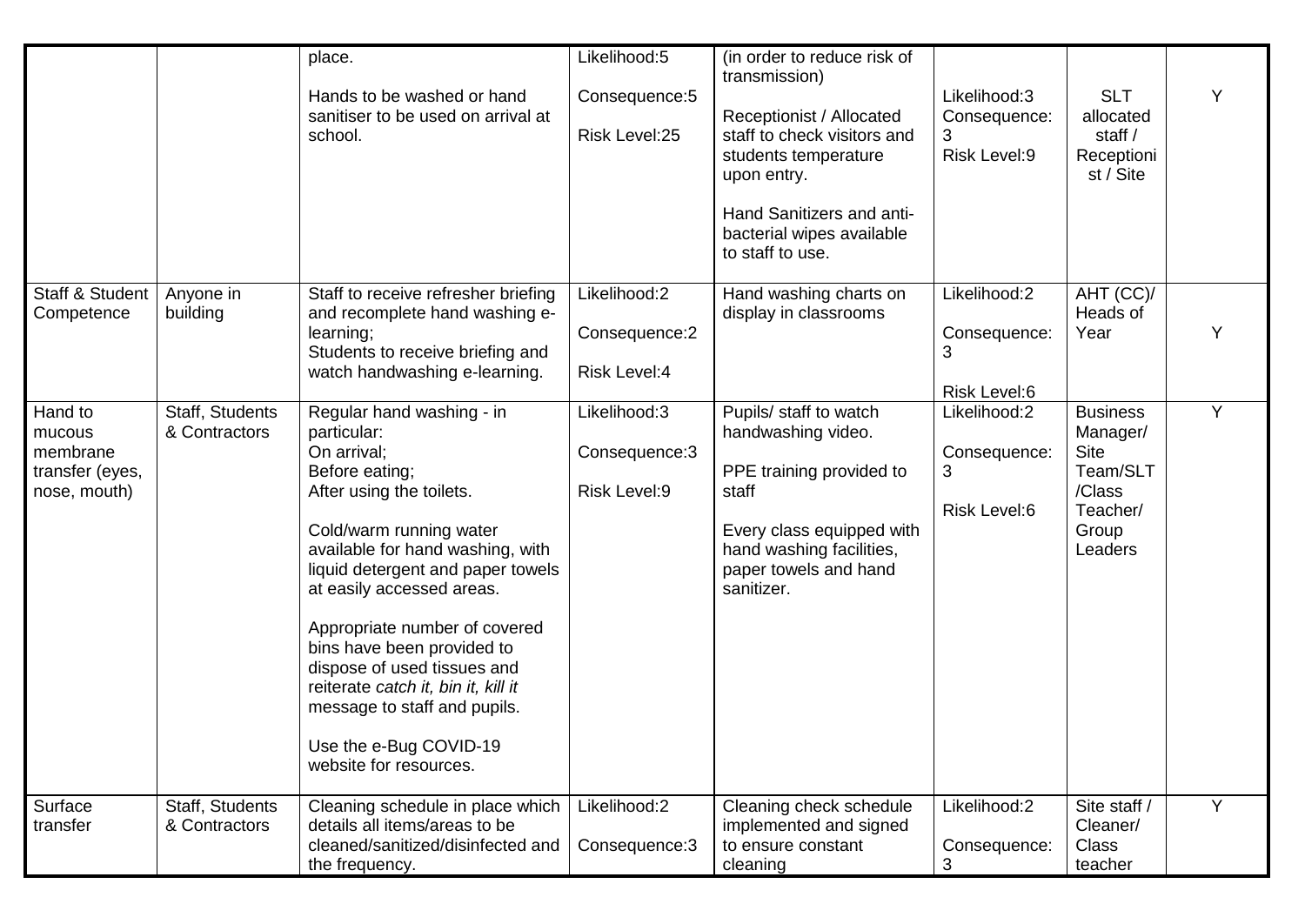| | | | | | | | |
|---|---|---|---|---|---|---|---|
| | | place.<br><br>Hands to be washed or hand sanitiser to be used on arrival at school. | Likelihood:5<br><br>Consequence:5<br><br>Risk Level:25 | (in order to reduce risk of transmission)<br><br>Receptionist / Allocated staff to check visitors and students temperature upon entry.<br><br>Hand Sanitizers and anti-bacterial wipes available to staff to use. | Likelihood:3<br>Consequence: 3<br>Risk Level:9 | SLT allocated staff / Receptionist / Site | Y |
| Staff & Student Competence | Anyone in building | Staff to receive refresher briefing and recomplete hand washing e-learning;<br>Students to receive briefing and watch handwashing e-learning. | Likelihood:2<br><br>Consequence:2<br><br>Risk Level:4 | Hand washing charts on display in classrooms | Likelihood:2<br><br>Consequence: 3<br><br>Risk Level:6 | AHT (CC)/ Heads of Year | Y |
| Hand to mucous membrane transfer (eyes, nose, mouth) | Staff, Students & Contractors | Regular hand washing - in particular:<br>On arrival;<br>Before eating;<br>After using the toilets.<br><br>Cold/warm running water available for hand washing, with liquid detergent and paper towels at easily accessed areas.<br><br>Appropriate number of covered bins have been provided to dispose of used tissues and reiterate *catch it, bin it, kill it* message to staff and pupils.<br><br>Use the e-Bug COVID-19 website for resources. | Likelihood:3<br><br>Consequence:3<br><br>Risk Level:9 | Pupils/ staff to watch handwashing video.<br><br>PPE training provided to staff<br><br>Every class equipped with hand washing facilities, paper towels and hand sanitizer. | Likelihood:2<br><br>Consequence: 3<br><br>Risk Level:6 | Business Manager/ Site Team/SLT /Class Teacher/ Group Leaders | Y |
| Surface transfer | Staff, Students & Contractors | Cleaning schedule in place which details all items/areas to be cleaned/sanitized/disinfected and the frequency. | Likelihood:2<br><br>Consequence:3 | Cleaning check schedule implemented and signed to ensure constant cleaning | Likelihood:2<br><br>Consequence: 3 | Site staff / Cleaner/ Class teacher | Y |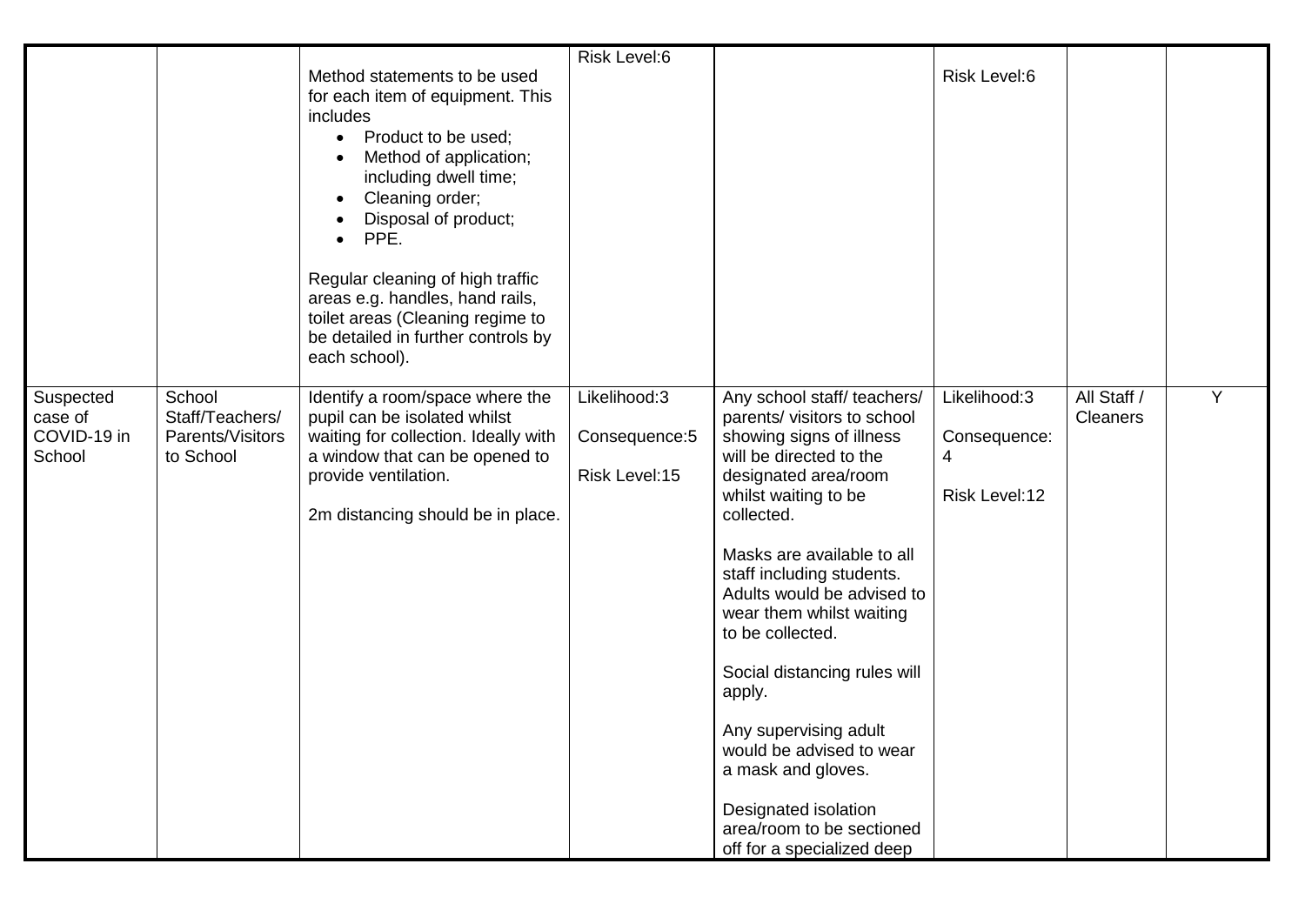| | | | | | | | |
|---|---|---|---|---|---|---|---|
| | | Method statements to be used for each item of equipment. This includes<br>• Product to be used;<br>• Method of application; including dwell time;<br>• Cleaning order;<br>• Disposal of product;<br>• PPE.<br><br>Regular cleaning of high traffic areas e.g. handles, hand rails, toilet areas (Cleaning regime to be detailed in further controls by each school). | Risk Level:6 | | Risk Level:6 | | |
| Suspected case of COVID-19 in School | School Staff/Teachers/ Parents/Visitors to School | Identify a room/space where the pupil can be isolated whilst waiting for collection. Ideally with a window that can be opened to provide ventilation.<br><br>2m distancing should be in place. | Likelihood:3<br><br>Consequence:5<br><br>Risk Level:15 | Any school staff/ teachers/ parents/ visitors to school showing signs of illness will be directed to the designated area/room whilst waiting to be collected.<br><br>Masks are available to all staff including students. Adults would be advised to wear them whilst waiting to be collected.<br><br>Social distancing rules will apply.<br><br>Any supervising adult would be advised to wear a mask and gloves.<br><br>Designated isolation area/room to be sectioned off for a specialized deep | Likelihood:3<br><br>Consequence: 4<br><br>Risk Level:12 | All Staff / Cleaners | Y |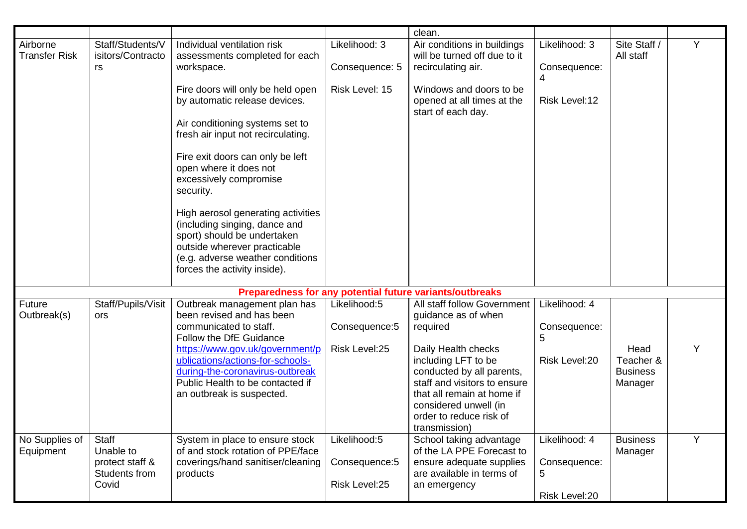| | | | | | | | |
|---|---|---|---|---|---|---|---|
| | | | | clean. | | | |
| Airborne Transfer Risk | Staff/Students/Visitors/Contractors | Individual ventilation risk assessments completed for each workspace.<br><br>Fire doors will only be held open by automatic release devices.<br><br>Air conditioning systems set to fresh air input not recirculating.<br><br>Fire exit doors can only be left open where it does not excessively compromise security.<br><br>High aerosol generating activities (including singing, dance and sport) should be undertaken outside wherever practicable (e.g. adverse weather conditions forces the activity inside). | Likelihood: 3<br><br>Consequence: 5<br><br>Risk Level: 15 | Air conditions in buildings will be turned off due to it recirculating air.<br><br>Windows and doors to be opened at all times at the start of each day. | Likelihood: 3<br><br>Consequence: 4<br><br>Risk Level:12 | Site Staff / All staff | Y |
| **Preparedness for any potential future variants/outbreaks** | | | | | | | |
| Future Outbreak(s) | Staff/Pupils/Visitors | Outbreak management plan has been revised and has been communicated to staff.<br>Follow the DfE Guidance https://www.gov.uk/government/publications/actions-for-schools-during-the-coronavirus-outbreak<br>Public Health to be contacted if an outbreak is suspected. | Likelihood:5<br><br>Consequence:5<br><br>Risk Level:25 | All staff follow Government guidance as of when required<br><br>Daily Health checks including LFT to be conducted by all parents, staff and visitors to ensure that all remain at home if considered unwell (in order to reduce risk of transmission) | Likelihood: 4<br><br>Consequence: 5<br><br>Risk Level:20 | Head Teacher & Business Manager | Y |
| No Supplies of Equipment | Staff<br>Unable to protect staff & Students from Covid | System in place to ensure stock of and stock rotation of PPE/face coverings/hand sanitiser/cleaning products | Likelihood:5<br><br>Consequence:5<br><br>Risk Level:25 | School taking advantage of the LA PPE Forecast to ensure adequate supplies are available in terms of an emergency | Likelihood: 4<br><br>Consequence: 5<br><br>Risk Level:20 | Business Manager | Y |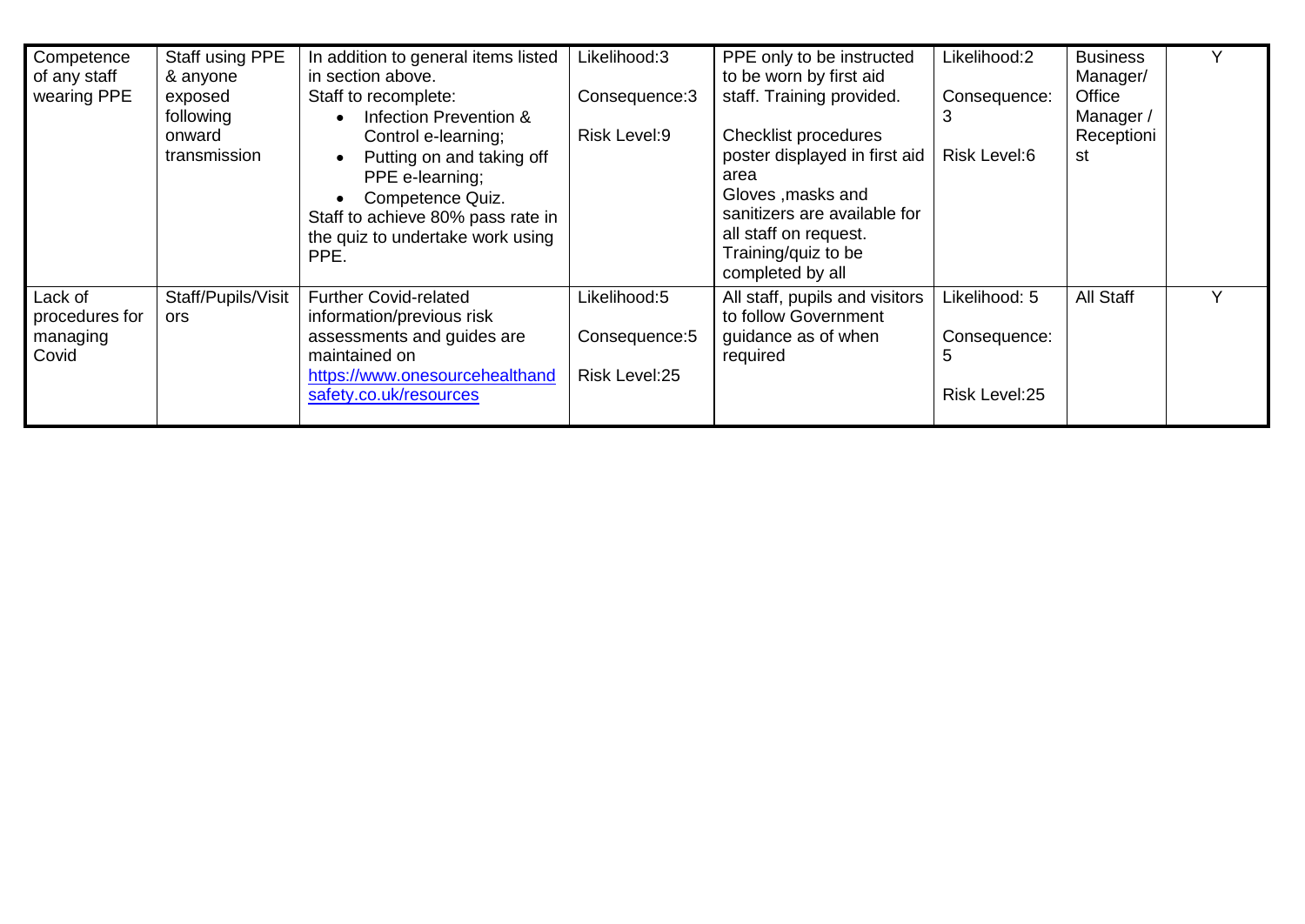| | | | | | | | |
|---|---|---|---|---|---|---|---|
| Competence of any staff wearing PPE | Staff using PPE & anyone exposed following onward transmission | In addition to general items listed in section above.<br>Staff to recomplete:<br>• Infection Prevention & Control e-learning;<br>• Putting on and taking off PPE e-learning;<br>• Competence Quiz.<br>Staff to achieve 80% pass rate in the quiz to undertake work using PPE. | Likelihood:3<br><br>Consequence:3<br><br>Risk Level:9 | PPE only to be instructed to be worn by first aid staff. Training provided.<br><br>Checklist procedures poster displayed in first aid area<br>Gloves ,masks and sanitizers are available for all staff on request.<br>Training/quiz to be completed by all | Likelihood:2<br><br>Consequence: 3<br><br>Risk Level:6 | Business Manager/ Office Manager / Receptionist | Y |
| Lack of procedures for managing Covid | Staff/Pupils/Visitors | Further Covid-related information/previous risk assessments and guides are maintained on [https://www.onesourcehealthandsafety.co.uk/resources](https://www.onesourcehealthandsafety.co.uk/resources) | Likelihood:5<br><br>Consequence:5<br><br>Risk Level:25 | All staff, pupils and visitors to follow Government guidance as of when required | Likelihood: 5<br><br>Consequence: 5<br><br>Risk Level:25 | All Staff | Y |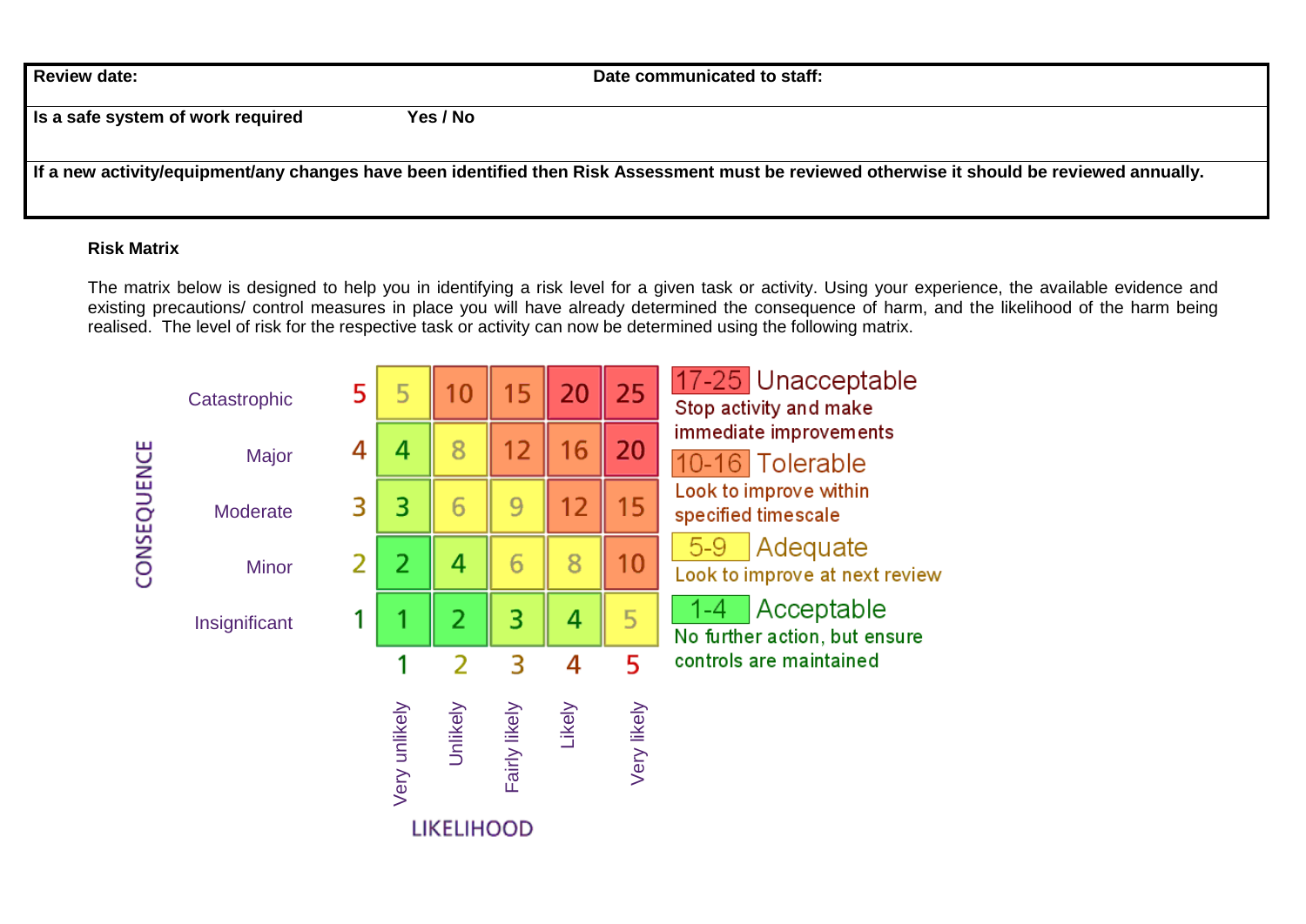| Review date: | | Date communicated to staff: |
| --- | --- | --- |
| **Is a safe system of work required** | **Yes / No** | |
| **If a new activity/equipment/any changes have been identified then Risk Assessment must be reviewed otherwise it should be reviewed annually.** | | |

**Risk Matrix**

The matrix below is designed to help you in identifying a risk level for a given task or activity. Using your experience, the available evidence and existing precautions/ control measures in place you will have already determined the consequence of harm, and the likelihood of the harm being realised. The level of risk for the respective task or activity can now be determined using the following matrix.

| CONSEQUENCE | | 1 Very unlikely | 2 Unlikely | 3 Fairly likely | 4 Likely | 5 Very likely |
| --- | --- | --- | --- | --- | --- | --- |
| Catastrophic | 5 | 5 | 10 | 15 | 20 | 25 |
| Major | 4 | 4 | 8 | 12 | 16 | 20 |
| Moderate | 3 | 3 | 6 | 9 | 12 | 15 |
| Minor | 2 | 2 | 4 | 6 | 8 | 10 |
| Insignificant | 1 | 1 | 2 | 3 | 4 | 5 |

LIKELIHOOD

| Score | Level | Action |
| --- | --- | --- |
| 17-25 | Unacceptable | Stop activity and make immediate improvements |
| 10-16 | Tolerable | Look to improve within specified timescale |
| 5-9 | Adequate | Look to improve at next review |
| 1-4 | Acceptable | No further action, but ensure controls are maintained |